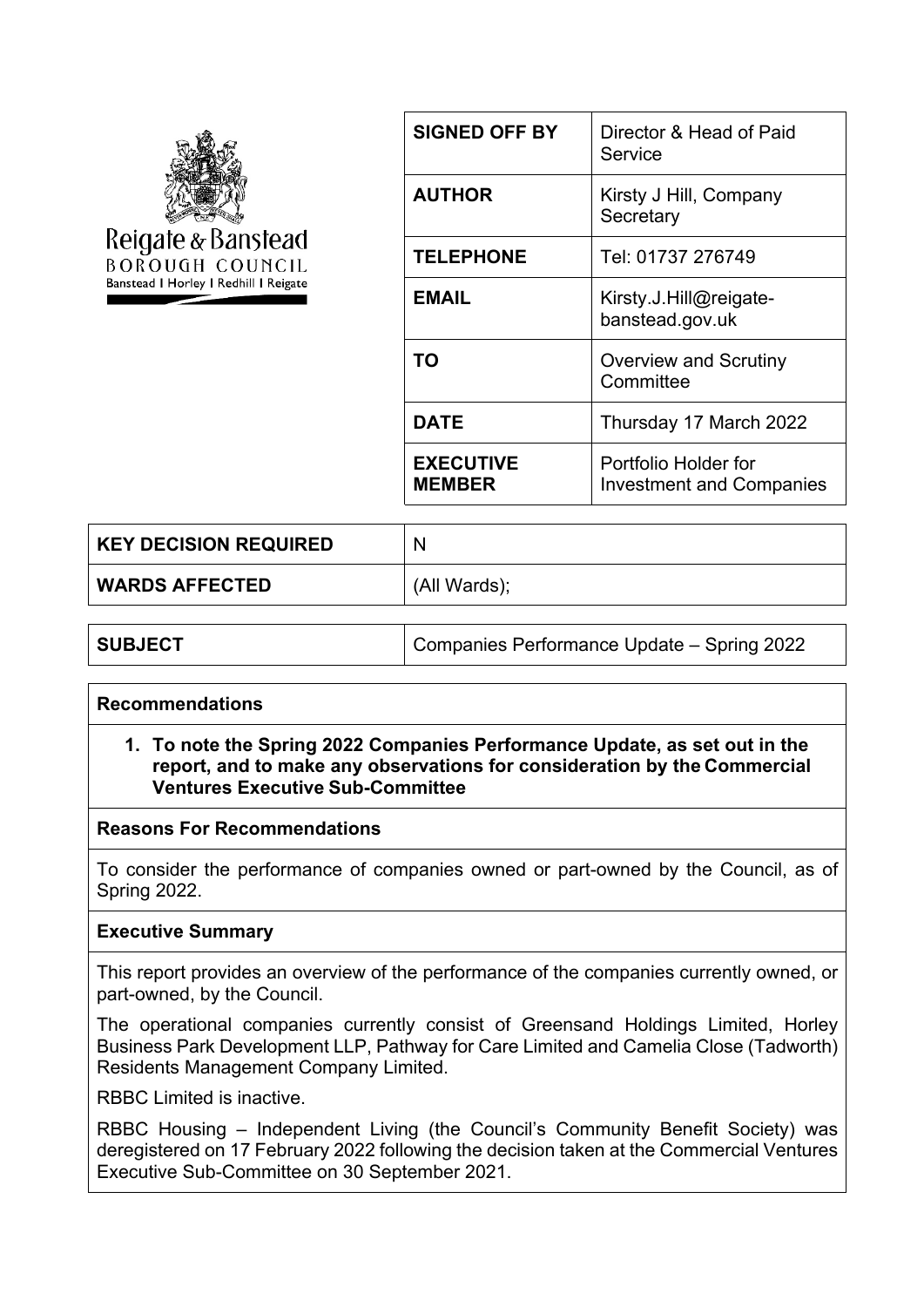Reigate & Banstead
BOROUGH COUNCIL
Banstead | Horley | Redhill | Reigate

| **SIGNED OFF BY** | Director & Head of Paid Service |
|---|---|
| **AUTHOR** | Kirsty J Hill, Company Secretary |
| **TELEPHONE** | Tel: 01737 276749 |
| **EMAIL** | Kirsty.J.Hill@reigate-banstead.gov.uk |
| **TO** | Overview and Scrutiny Committee |
| **DATE** | Thursday 17 March 2022 |
| **EXECUTIVE MEMBER** | Portfolio Holder for Investment and Companies |

| **KEY DECISION REQUIRED** | N |
|---|---|
| **WARDS AFFECTED** | (All Wards); |

| **SUBJECT** | Companies Performance Update – Spring 2022 |
|---|---|

**Recommendations**

1. **To note the Spring 2022 Companies Performance Update, as set out in the report, and to make any observations for consideration by the Commercial Ventures Executive Sub-Committee**

**Reasons For Recommendations**

To consider the performance of companies owned or part-owned by the Council, as of Spring 2022.

**Executive Summary**

This report provides an overview of the performance of the companies currently owned, or part-owned, by the Council.

The operational companies currently consist of Greensand Holdings Limited, Horley Business Park Development LLP, Pathway for Care Limited and Camelia Close (Tadworth) Residents Management Company Limited.

RBBC Limited is inactive.

RBBC Housing – Independent Living (the Council's Community Benefit Society) was deregistered on 17 February 2022 following the decision taken at the Commercial Ventures Executive Sub-Committee on 30 September 2021.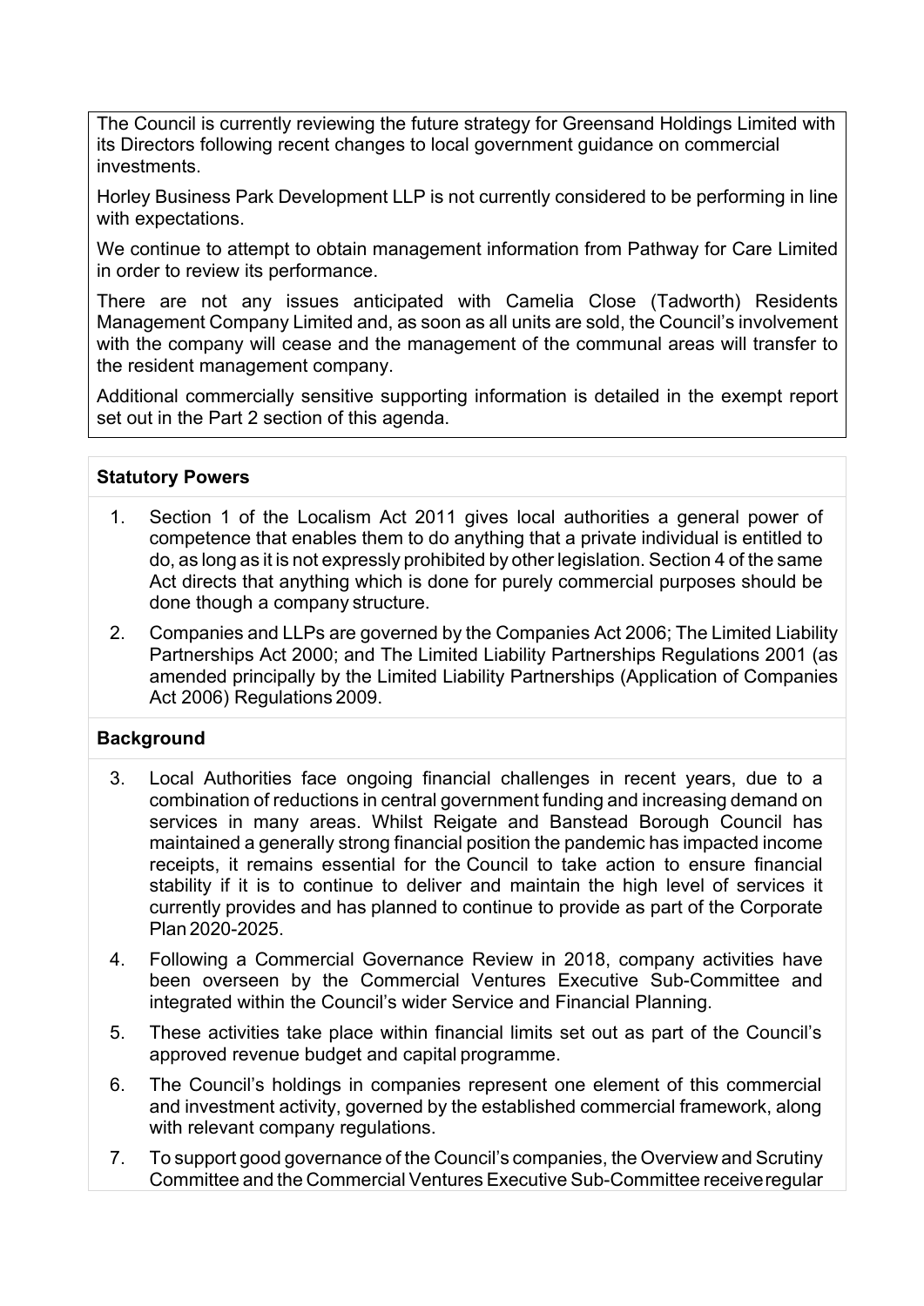The Council is currently reviewing the future strategy for Greensand Holdings Limited with its Directors following recent changes to local government guidance on commercial investments.

Horley Business Park Development LLP is not currently considered to be performing in line with expectations.

We continue to attempt to obtain management information from Pathway for Care Limited in order to review its performance.

There are not any issues anticipated with Camelia Close (Tadworth) Residents Management Company Limited and, as soon as all units are sold, the Council's involvement with the company will cease and the management of the communal areas will transfer to the resident management company.

Additional commercially sensitive supporting information is detailed in the exempt report set out in the Part 2 section of this agenda.

**Statutory Powers**

1. Section 1 of the Localism Act 2011 gives local authorities a general power of competence that enables them to do anything that a private individual is entitled to do, as long as it is not expressly prohibited by other legislation. Section 4 of the same Act directs that anything which is done for purely commercial purposes should be done though a company structure.
2. Companies and LLPs are governed by the Companies Act 2006; The Limited Liability Partnerships Act 2000; and The Limited Liability Partnerships Regulations 2001 (as amended principally by the Limited Liability Partnerships (Application of Companies Act 2006) Regulations 2009.

**Background**

3. Local Authorities face ongoing financial challenges in recent years, due to a combination of reductions in central government funding and increasing demand on services in many areas. Whilst Reigate and Banstead Borough Council has maintained a generally strong financial position the pandemic has impacted income receipts, it remains essential for the Council to take action to ensure financial stability if it is to continue to deliver and maintain the high level of services it currently provides and has planned to continue to provide as part of the Corporate Plan 2020-2025.
4. Following a Commercial Governance Review in 2018, company activities have been overseen by the Commercial Ventures Executive Sub-Committee and integrated within the Council's wider Service and Financial Planning.
5. These activities take place within financial limits set out as part of the Council's approved revenue budget and capital programme.
6. The Council's holdings in companies represent one element of this commercial and investment activity, governed by the established commercial framework, along with relevant company regulations.
7. To support good governance of the Council's companies, the Overview and Scrutiny Committee and the Commercial Ventures Executive Sub-Committee receive regular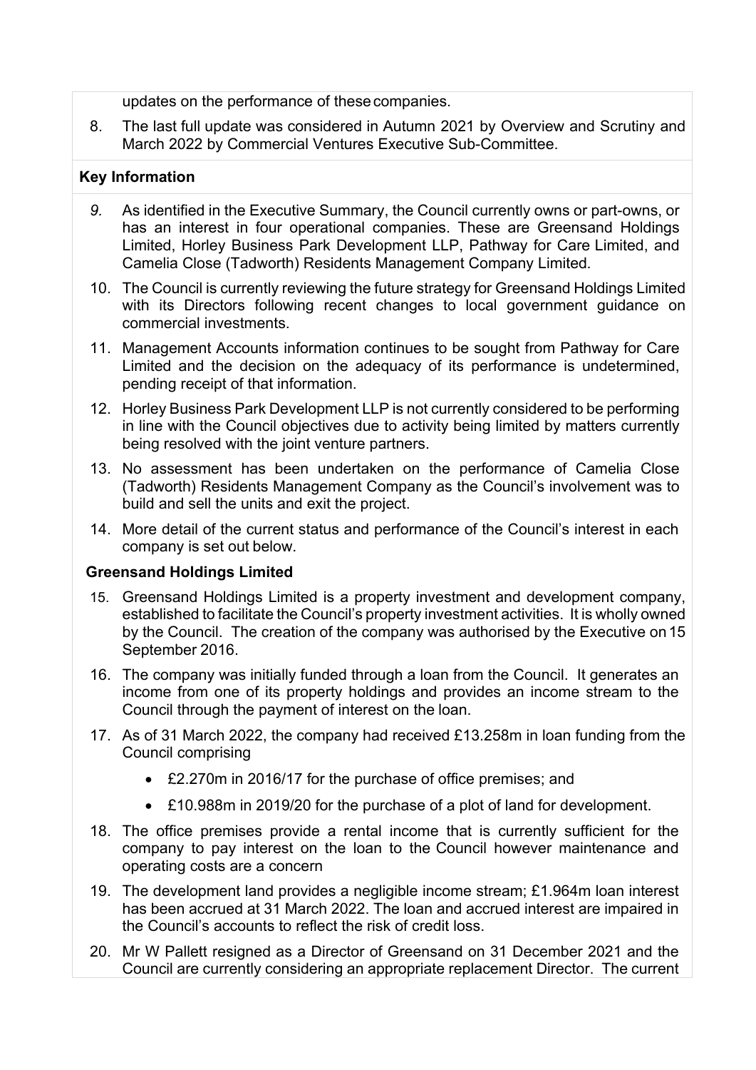updates on the performance of these companies.

8. The last full update was considered in Autumn 2021 by Overview and Scrutiny and March 2022 by Commercial Ventures Executive Sub-Committee.

## Key Information

9. As identified in the Executive Summary, the Council currently owns or part-owns, or has an interest in four operational companies. These are Greensand Holdings Limited, Horley Business Park Development LLP, Pathway for Care Limited, and Camelia Close (Tadworth) Residents Management Company Limited.

10. The Council is currently reviewing the future strategy for Greensand Holdings Limited with its Directors following recent changes to local government guidance on commercial investments.

11. Management Accounts information continues to be sought from Pathway for Care Limited and the decision on the adequacy of its performance is undetermined, pending receipt of that information.

12. Horley Business Park Development LLP is not currently considered to be performing in line with the Council objectives due to activity being limited by matters currently being resolved with the joint venture partners.

13. No assessment has been undertaken on the performance of Camelia Close (Tadworth) Residents Management Company as the Council's involvement was to build and sell the units and exit the project.

14. More detail of the current status and performance of the Council's interest in each company is set out below.

### Greensand Holdings Limited

15. Greensand Holdings Limited is a property investment and development company, established to facilitate the Council's property investment activities. It is wholly owned by the Council. The creation of the company was authorised by the Executive on 15 September 2016.

16. The company was initially funded through a loan from the Council. It generates an income from one of its property holdings and provides an income stream to the Council through the payment of interest on the loan.

17. As of 31 March 2022, the company had received £13.258m in loan funding from the Council comprising
    - £2.270m in 2016/17 for the purchase of office premises; and
    - £10.988m in 2019/20 for the purchase of a plot of land for development.

18. The office premises provide a rental income that is currently sufficient for the company to pay interest on the loan to the Council however maintenance and operating costs are a concern

19. The development land provides a negligible income stream; £1.964m loan interest has been accrued at 31 March 2022. The loan and accrued interest are impaired in the Council's accounts to reflect the risk of credit loss.

20. Mr W Pallett resigned as a Director of Greensand on 31 December 2021 and the Council are currently considering an appropriate replacement Director. The current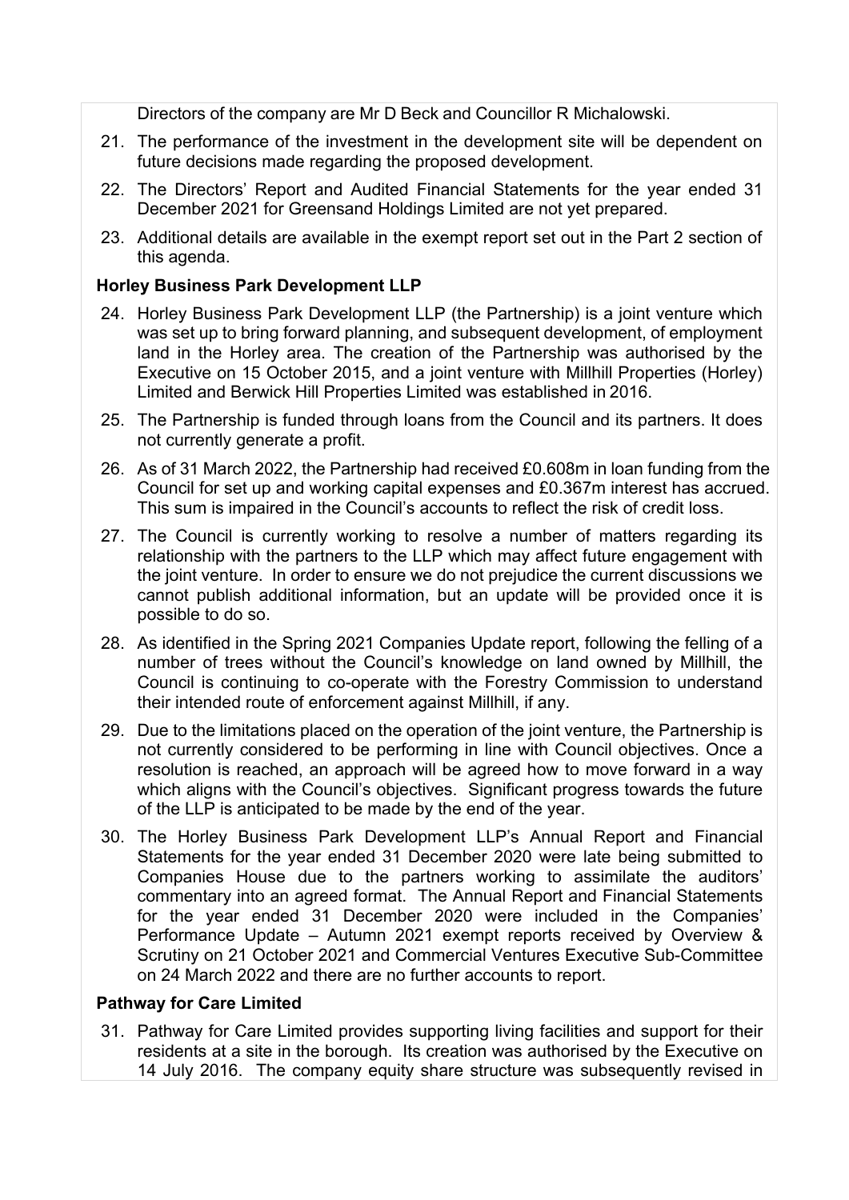Directors of the company are Mr D Beck and Councillor R Michalowski.

21. The performance of the investment in the development site will be dependent on future decisions made regarding the proposed development.

22. The Directors' Report and Audited Financial Statements for the year ended 31 December 2021 for Greensand Holdings Limited are not yet prepared.

23. Additional details are available in the exempt report set out in the Part 2 section of this agenda.

**Horley Business Park Development LLP**

24. Horley Business Park Development LLP (the Partnership) is a joint venture which was set up to bring forward planning, and subsequent development, of employment land in the Horley area. The creation of the Partnership was authorised by the Executive on 15 October 2015, and a joint venture with Millhill Properties (Horley) Limited and Berwick Hill Properties Limited was established in 2016.

25. The Partnership is funded through loans from the Council and its partners. It does not currently generate a profit.

26. As of 31 March 2022, the Partnership had received £0.608m in loan funding from the Council for set up and working capital expenses and £0.367m interest has accrued. This sum is impaired in the Council's accounts to reflect the risk of credit loss.

27. The Council is currently working to resolve a number of matters regarding its relationship with the partners to the LLP which may affect future engagement with the joint venture. In order to ensure we do not prejudice the current discussions we cannot publish additional information, but an update will be provided once it is possible to do so.

28. As identified in the Spring 2021 Companies Update report, following the felling of a number of trees without the Council's knowledge on land owned by Millhill, the Council is continuing to co-operate with the Forestry Commission to understand their intended route of enforcement against Millhill, if any.

29. Due to the limitations placed on the operation of the joint venture, the Partnership is not currently considered to be performing in line with Council objectives. Once a resolution is reached, an approach will be agreed how to move forward in a way which aligns with the Council's objectives. Significant progress towards the future of the LLP is anticipated to be made by the end of the year.

30. The Horley Business Park Development LLP's Annual Report and Financial Statements for the year ended 31 December 2020 were late being submitted to Companies House due to the partners working to assimilate the auditors' commentary into an agreed format. The Annual Report and Financial Statements for the year ended 31 December 2020 were included in the Companies' Performance Update – Autumn 2021 exempt reports received by Overview & Scrutiny on 21 October 2021 and Commercial Ventures Executive Sub-Committee on 24 March 2022 and there are no further accounts to report.

**Pathway for Care Limited**

31. Pathway for Care Limited provides supporting living facilities and support for their residents at a site in the borough. Its creation was authorised by the Executive on 14 July 2016. The company equity share structure was subsequently revised in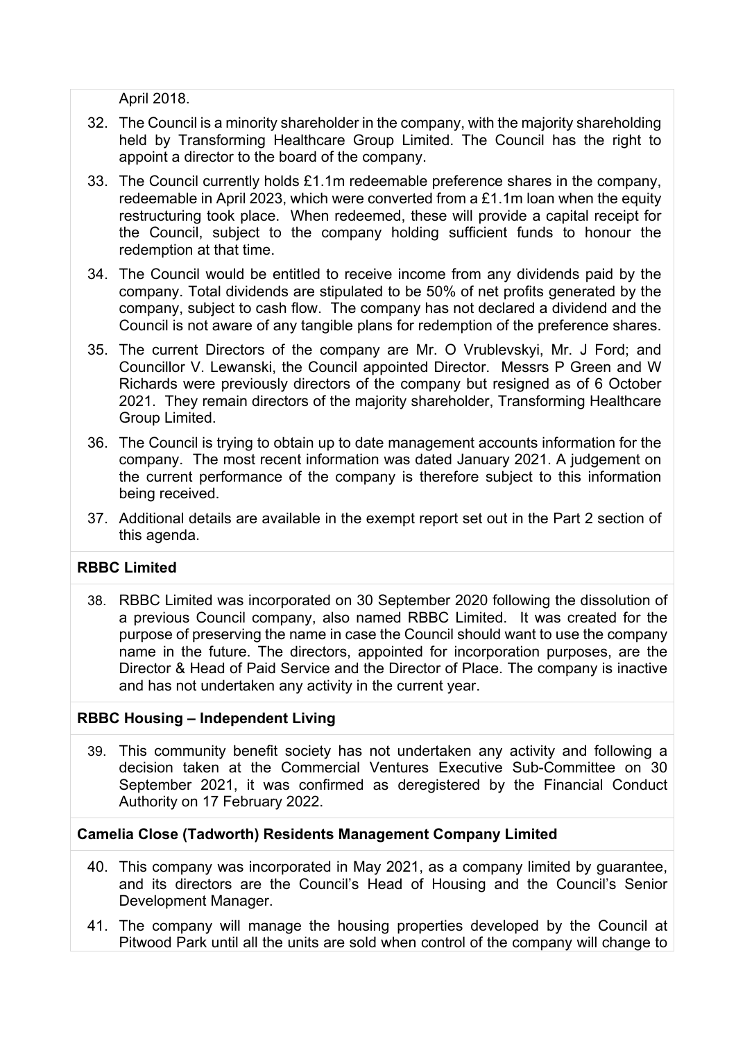April 2018.

32. The Council is a minority shareholder in the company, with the majority shareholding held by Transforming Healthcare Group Limited. The Council has the right to appoint a director to the board of the company.

33. The Council currently holds £1.1m redeemable preference shares in the company, redeemable in April 2023, which were converted from a £1.1m loan when the equity restructuring took place. When redeemed, these will provide a capital receipt for the Council, subject to the company holding sufficient funds to honour the redemption at that time.

34. The Council would be entitled to receive income from any dividends paid by the company. Total dividends are stipulated to be 50% of net profits generated by the company, subject to cash flow. The company has not declared a dividend and the Council is not aware of any tangible plans for redemption of the preference shares.

35. The current Directors of the company are Mr. O Vrublevskyi, Mr. J Ford; and Councillor V. Lewanski, the Council appointed Director. Messrs P Green and W Richards were previously directors of the company but resigned as of 6 October 2021. They remain directors of the majority shareholder, Transforming Healthcare Group Limited.

36. The Council is trying to obtain up to date management accounts information for the company. The most recent information was dated January 2021. A judgement on the current performance of the company is therefore subject to this information being received.

37. Additional details are available in the exempt report set out in the Part 2 section of this agenda.

**RBBC Limited**

38. RBBC Limited was incorporated on 30 September 2020 following the dissolution of a previous Council company, also named RBBC Limited. It was created for the purpose of preserving the name in case the Council should want to use the company name in the future. The directors, appointed for incorporation purposes, are the Director & Head of Paid Service and the Director of Place. The company is inactive and has not undertaken any activity in the current year.

**RBBC Housing – Independent Living**

39. This community benefit society has not undertaken any activity and following a decision taken at the Commercial Ventures Executive Sub-Committee on 30 September 2021, it was confirmed as deregistered by the Financial Conduct Authority on 17 February 2022.

**Camelia Close (Tadworth) Residents Management Company Limited**

40. This company was incorporated in May 2021, as a company limited by guarantee, and its directors are the Council's Head of Housing and the Council's Senior Development Manager.

41. The company will manage the housing properties developed by the Council at Pitwood Park until all the units are sold when control of the company will change to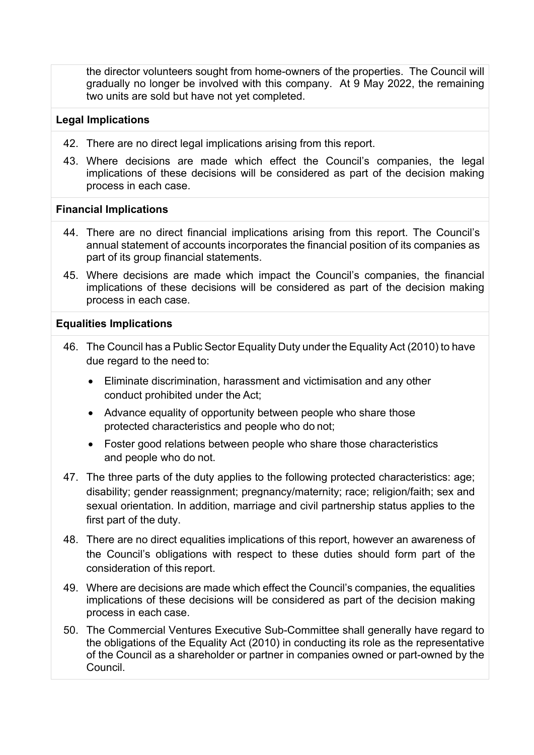the director volunteers sought from home-owners of the properties. The Council will gradually no longer be involved with this company. At 9 May 2022, the remaining two units are sold but have not yet completed.

**Legal Implications**

42. There are no direct legal implications arising from this report.
43. Where decisions are made which effect the Council's companies, the legal implications of these decisions will be considered as part of the decision making process in each case.

**Financial Implications**

44. There are no direct financial implications arising from this report. The Council's annual statement of accounts incorporates the financial position of its companies as part of its group financial statements.
45. Where decisions are made which impact the Council's companies, the financial implications of these decisions will be considered as part of the decision making process in each case.

**Equalities Implications**

46. The Council has a Public Sector Equality Duty under the Equality Act (2010) to have due regard to the need to:
    - Eliminate discrimination, harassment and victimisation and any other conduct prohibited under the Act;
    - Advance equality of opportunity between people who share those protected characteristics and people who do not;
    - Foster good relations between people who share those characteristics and people who do not.
47. The three parts of the duty applies to the following protected characteristics: age; disability; gender reassignment; pregnancy/maternity; race; religion/faith; sex and sexual orientation. In addition, marriage and civil partnership status applies to the first part of the duty.
48. There are no direct equalities implications of this report, however an awareness of the Council's obligations with respect to these duties should form part of the consideration of this report.
49. Where are decisions are made which effect the Council's companies, the equalities implications of these decisions will be considered as part of the decision making process in each case.
50. The Commercial Ventures Executive Sub-Committee shall generally have regard to the obligations of the Equality Act (2010) in conducting its role as the representative of the Council as a shareholder or partner in companies owned or part-owned by the Council.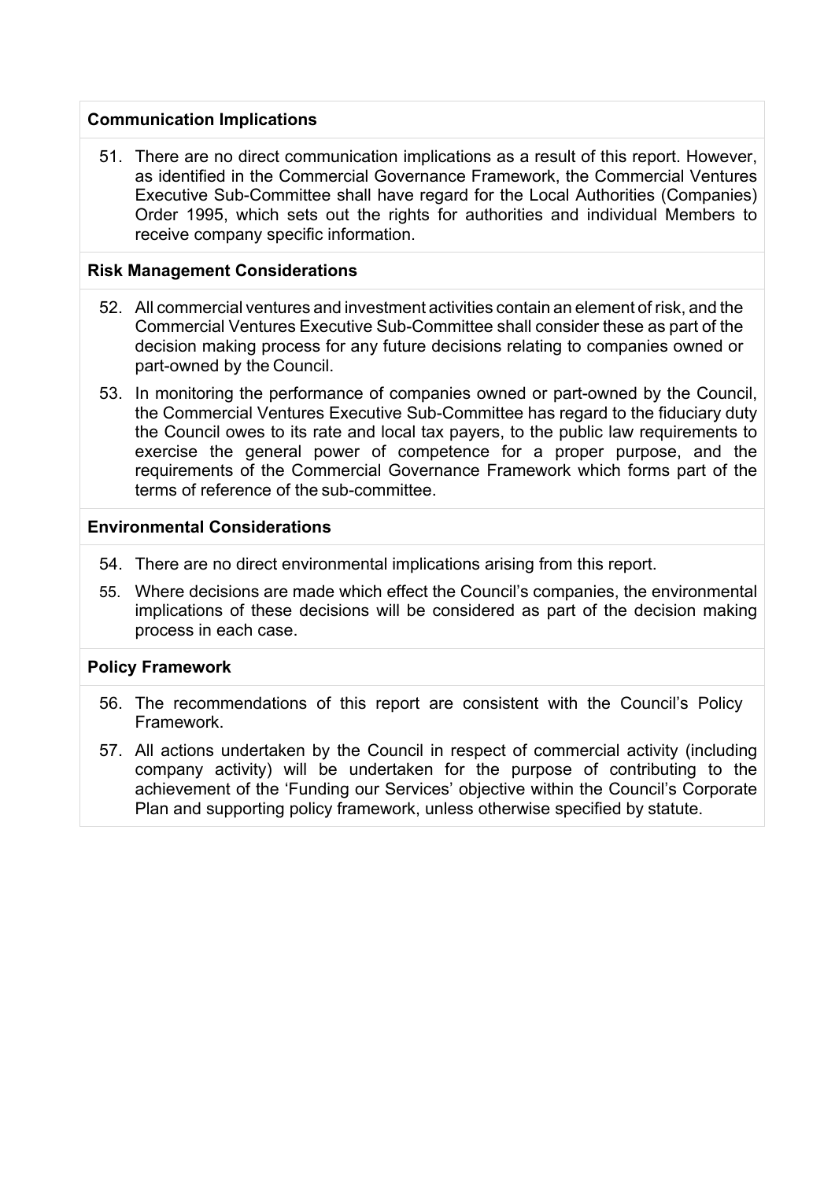**Communication Implications**

51. There are no direct communication implications as a result of this report. However, as identified in the Commercial Governance Framework, the Commercial Ventures Executive Sub-Committee shall have regard for the Local Authorities (Companies) Order 1995, which sets out the rights for authorities and individual Members to receive company specific information.

**Risk Management Considerations**

52. All commercial ventures and investment activities contain an element of risk, and the Commercial Ventures Executive Sub-Committee shall consider these as part of the decision making process for any future decisions relating to companies owned or part-owned by the Council.

53. In monitoring the performance of companies owned or part-owned by the Council, the Commercial Ventures Executive Sub-Committee has regard to the fiduciary duty the Council owes to its rate and local tax payers, to the public law requirements to exercise the general power of competence for a proper purpose, and the requirements of the Commercial Governance Framework which forms part of the terms of reference of the sub-committee.

**Environmental Considerations**

54. There are no direct environmental implications arising from this report.

55. Where decisions are made which effect the Council's companies, the environmental implications of these decisions will be considered as part of the decision making process in each case.

**Policy Framework**

56. The recommendations of this report are consistent with the Council's Policy Framework.

57. All actions undertaken by the Council in respect of commercial activity (including company activity) will be undertaken for the purpose of contributing to the achievement of the 'Funding our Services' objective within the Council's Corporate Plan and supporting policy framework, unless otherwise specified by statute.